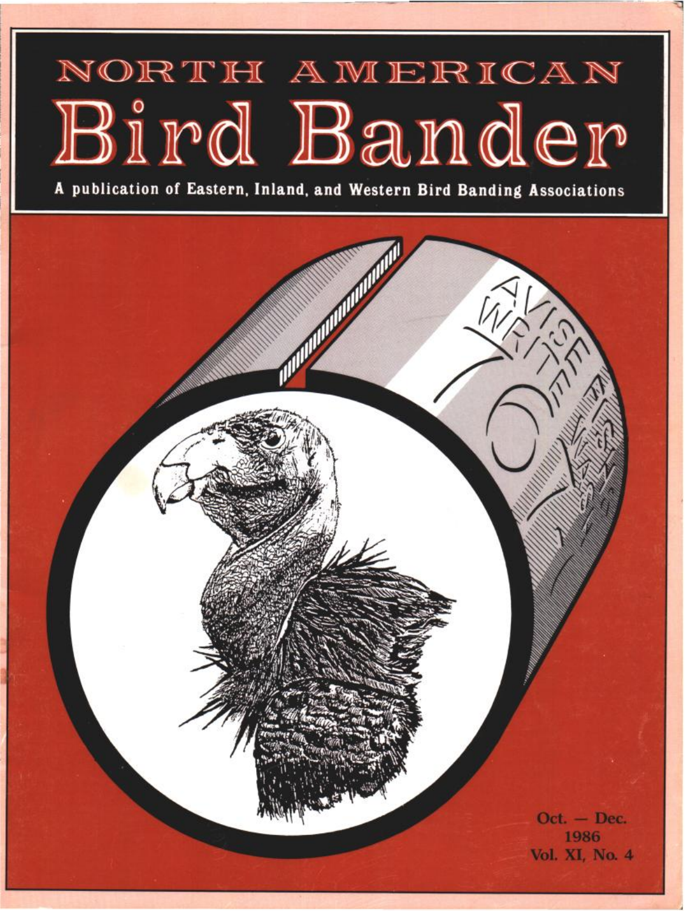# NORTH AMERICAN Bird Bander

A publication of Eastern, Inland, and Western Bird Banding Associations

Oct. — Dec.
1986
Vol. XI, No. 4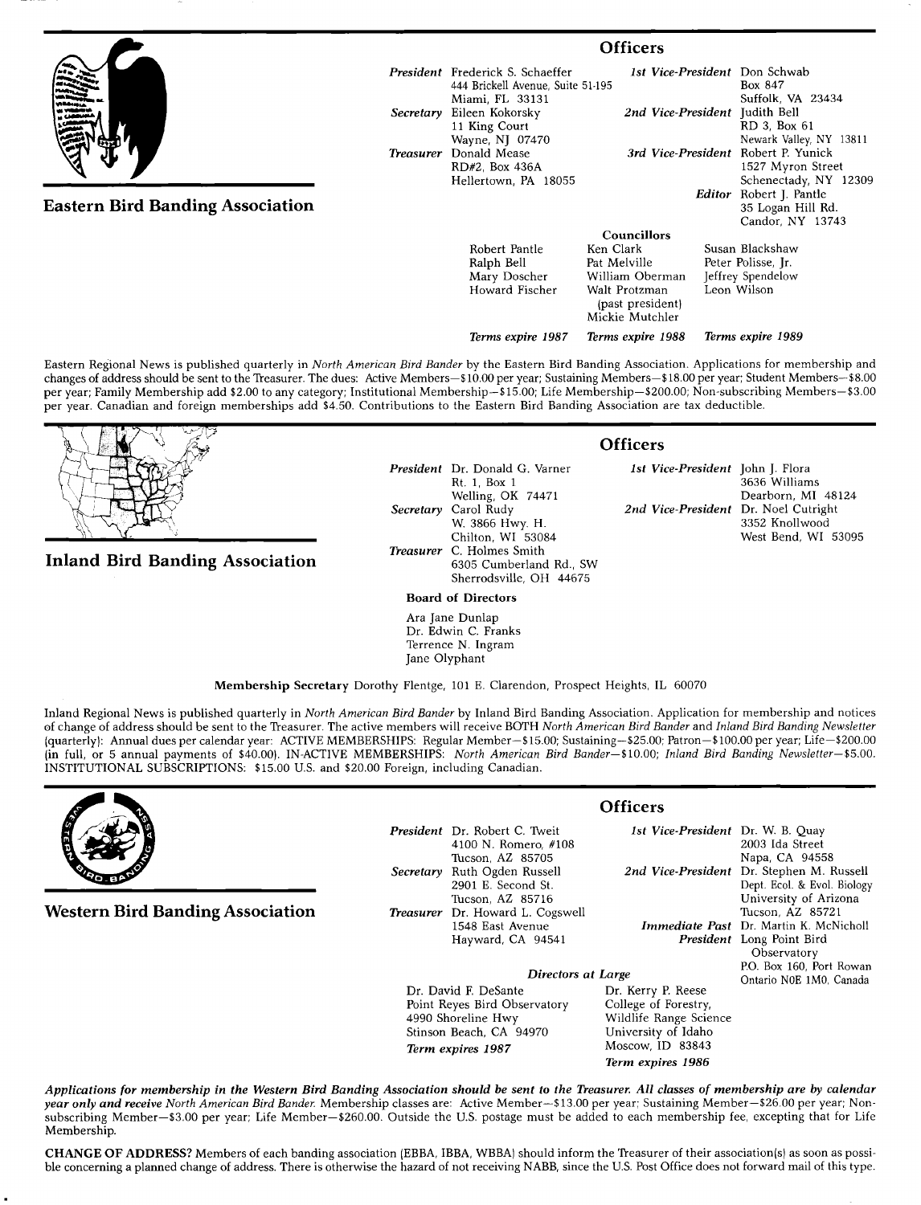## Eastern Bird Banding Association

### Officers

***President*** Frederick S. Schaeffer
444 Brickell Avenue, Suite 51-195
Miami, FL 33131

***Secretary*** Eileen Kokorsky
11 King Court
Wayne, NJ 07470

***Treasurer*** Donald Mease
RD#2, Box 436A
Hellertown, PA 18055

***1st Vice-President*** Don Schwab
Box 847
Suffolk, VA 23434

***2nd Vice-President*** Judith Bell
RD 3, Box 61
Newark Valley, NY 13811

***3rd Vice-President*** Robert P. Yunick
1527 Myron Street
Schenectady, NY 12309

***Editor*** Robert J. Pantle
35 Logan Hill Rd.
Candor, NY 13743

**Councillors**

| *Terms expire 1987* | *Terms expire 1988* | *Terms expire 1989* |
|---|---|---|
| Robert Pantle | Ken Clark | Susan Blackshaw |
| Ralph Bell | Pat Melville | Peter Polisse, Jr. |
| Mary Doscher | William Oberman | Jeffrey Spendelow |
| Howard Fischer | Walt Protzman (past president) | Leon Wilson |
| | Mickie Mutchler | |

Eastern Regional News is published quarterly in *North American Bird Bander* by the Eastern Bird Banding Association. Applications for membership and changes of address should be sent to the Treasurer. The dues: Active Members—$10.00 per year; Sustaining Members—$18.00 per year; Student Members—$8.00 per year; Family Membership add $2.00 to any category; Institutional Membership—$15.00; Life Membership—$200.00; Non-subscribing Members—$3.00 per year. Canadian and foreign memberships add $4.50. Contributions to the Eastern Bird Banding Association are tax deductible.

## Inland Bird Banding Association

### Officers

***President*** Dr. Donald G. Varner
Rt. 1, Box 1
Welling, OK 74471

***Secretary*** Carol Rudy
W. 3866 Hwy. H.
Chilton, WI 53084

***Treasurer*** C. Holmes Smith
6305 Cumberland Rd., SW
Sherrodsville, OH 44675

***1st Vice-President*** John J. Flora
3636 Williams
Dearborn, MI 48124

***2nd Vice-President*** Dr. Noel Cutright
3352 Knollwood
West Bend, WI 53095

**Board of Directors**

Ara Jane Dunlap
Dr. Edwin C. Franks
Terrence N. Ingram
Jane Olyphant

**Membership Secretary** Dorothy Flentge, 101 E. Clarendon, Prospect Heights, IL 60070

Inland Regional News is published quarterly in *North American Bird Bander* by Inland Bird Banding Association. Application for membership and notices of change of address should be sent to the Treasurer. The active members will receive BOTH *North American Bird Bander* and *Inland Bird Banding Newsletter* (quarterly): Annual dues per calendar year: ACTIVE MEMBERSHIPS: Regular Member—$15.00; Sustaining—$25.00; Patron—$100.00 per year; Life—$200.00 (in full, or 5 annual payments of $40.00). IN-ACTIVE MEMBERSHIPS: *North American Bird Bander*—$10.00; *Inland Bird Banding Newsletter*—$5.00. INSTITUTIONAL SUBSCRIPTIONS: $15.00 U.S. and $20.00 Foreign, including Canadian.

## Western Bird Banding Association

### Officers

***President*** Dr. Robert C. Tweit
4100 N. Romero, #108
Tucson, AZ 85705

***Secretary*** Ruth Ogden Russell
2901 E. Second St.
Tucson, AZ 85716

***Treasurer*** Dr. Howard L. Cogswell
1548 East Avenue
Hayward, CA 94541

***1st Vice-President*** Dr. W. B. Quay
2003 Ida Street
Napa, CA 94558

***2nd Vice-President*** Dr. Stephen M. Russell
Dept. Ecol. & Evol. Biology
University of Arizona
Tucson, AZ 85721

***Immediate Past President*** Dr. Martin K. McNicholl
Long Point Bird Observatory
P.O. Box 160, Port Rowan
Ontario N0E 1M0, Canada

***Directors at Large***

Dr. David F. DeSante
Point Reyes Bird Observatory
4990 Shoreline Hwy
Stinson Beach, CA 94970
***Term expires 1987***

Dr. Kerry P. Reese
College of Forestry,
Wildlife Range Science
University of Idaho
Moscow, ID 83843
***Term expires 1986***

***Applications for membership in the Western Bird Banding Association should be sent to the Treasurer. All classes of membership are by calendar year only and receive** North American Bird Bander.* Membership classes are: Active Member—$13.00 per year; Sustaining Member—$26.00 per year; Non-subscribing Member—$3.00 per year; Life Member—$260.00. Outside the U.S. postage must be added to each membership fee, excepting that for Life Membership.

**CHANGE OF ADDRESS?** Members of each banding association (EBBA, IBBA, WBBA) should inform the Treasurer of their association(s) as soon as possible concerning a planned change of address. There is otherwise the hazard of not receiving NABB, since the U.S. Post Office does not forward mail of this type.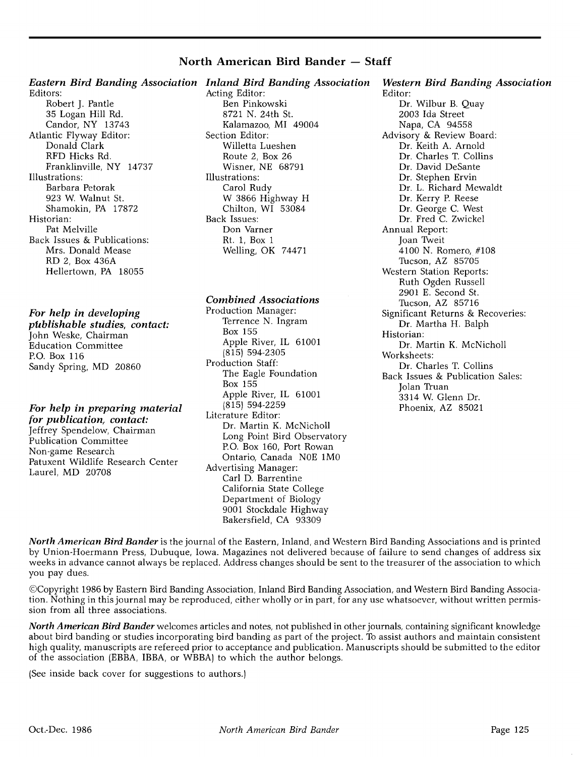## North American Bird Bander — Staff

### *Eastern Bird Banding Association*

Editors:
Robert J. Pantle
35 Logan Hill Rd.
Candor, NY 13743

Atlantic Flyway Editor:
Donald Clark
RFD Hicks Rd.
Franklinville, NY 14737

Illustrations:
Barbara Petorak
923 W. Walnut St.
Shamokin, PA 17872

Historian:
Pat Melville

Back Issues & Publications:
Mrs. Donald Mease
RD 2, Box 436A
Hellertown, PA 18055

### *For help in developing publishable studies, contact:*

John Weske, Chairman
Education Committee
P.O. Box 116
Sandy Spring, MD 20860

### *For help in preparing material for publication, contact:*

Jeffrey Spendelow, Chairman
Publication Committee
Non-game Research
Patuxent Wildlife Research Center
Laurel, MD 20708

### *Inland Bird Banding Association*

Acting Editor:
Ben Pinkowski
8721 N. 24th St.
Kalamazoo, MI 49004

Section Editor:
Willetta Lueshen
Route 2, Box 26
Wisner, NE 68791

Illustrations:
Carol Rudy
W 3866 Highway H
Chilton, WI 53084

Back Issues:
Don Varner
Rt. 1, Box 1
Welling, OK 74471

### *Combined Associations*

Production Manager:
Terrence N. Ingram
Box 155
Apple River, IL 61001
(815) 594-2305

Production Staff:
The Eagle Foundation
Box 155
Apple River, IL 61001
(815) 594-2259

Literature Editor:
Dr. Martin K. McNicholl
Long Point Bird Observatory
P.O. Box 160, Port Rowan
Ontario, Canada N0E 1M0

Advertising Manager:
Carl D. Barrentine
California State College
Department of Biology
9001 Stockdale Highway
Bakersfield, CA 93309

### *Western Bird Banding Association*

Editor:
Dr. Wilbur B. Quay
2003 Ida Street
Napa, CA 94558

Advisory & Review Board:
Dr. Keith A. Arnold
Dr. Charles T. Collins
Dr. David DeSante
Dr. Stephen Ervin
Dr. L. Richard Mewaldt
Dr. Kerry P. Reese
Dr. George C. West
Dr. Fred C. Zwickel

Annual Report:
Joan Tweit
4100 N. Romero, #108
Tucson, AZ 85705

Western Station Reports:
Ruth Ogden Russell
2901 E. Second St.
Tucson, AZ 85716

Significant Returns & Recoveries:
Dr. Martha H. Balph

Historian:
Dr. Martin K. McNicholl

Worksheets:
Dr. Charles T. Collins

Back Issues & Publication Sales:
Jolan Truan
3314 W. Glenn Dr.
Phoenix, AZ 85021

***North American Bird Bander*** is the journal of the Eastern, Inland, and Western Bird Banding Associations and is printed by Union-Hoermann Press, Dubuque, Iowa. Magazines not delivered because of failure to send changes of address six weeks in advance cannot always be replaced. Address changes should be sent to the treasurer of the association to which you pay dues.

©Copyright 1986 by Eastern Bird Banding Association, Inland Bird Banding Association, and Western Bird Banding Association. Nothing in this journal may be reproduced, either wholly or in part, for any use whatsoever, without written permission from all three associations.

***North American Bird Bander*** welcomes articles and notes, not published in other journals, containing significant knowledge about bird banding or studies incorporating bird banding as part of the project. To assist authors and maintain consistent high quality, manuscripts are refereed prior to acceptance and publication. Manuscripts should be submitted to the editor of the association (EBBA, IBBA, or WBBA) to which the author belongs.

(See inside back cover for suggestions to authors.)